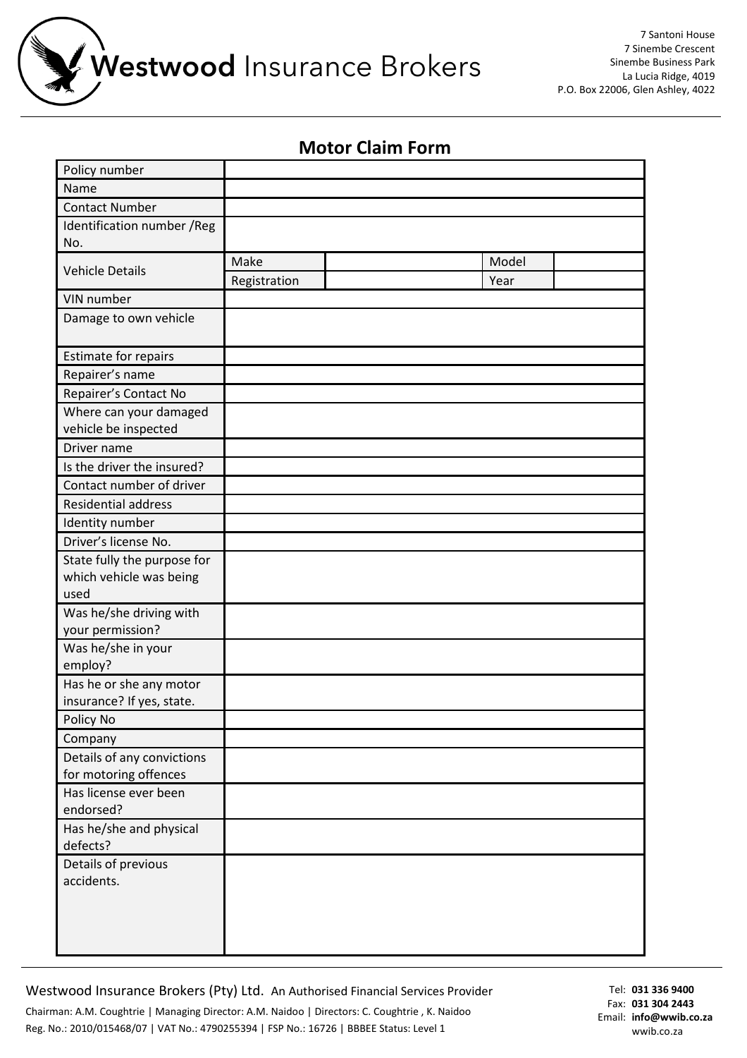Westwood Insurance Brokers

7 Santoni House
7 Sinembe Crescent
Sinembe Business Park
La Lucia Ridge, 4019
P.O. Box 22006, Glen Ashley, 4022

## Motor Claim Form

| | | | | |
|---|---|---|---|---|
| Policy number | | | | |
| Name | | | | |
| Contact Number | | | | |
| Identification number /Reg No. | | | | |
| Vehicle Details | Make | | Model | |
| | Registration | | Year | |
| VIN number | | | | |
| Damage to own vehicle | | | | |
| Estimate for repairs | | | | |
| Repairer's name | | | | |
| Repairer's Contact No | | | | |
| Where can your damaged vehicle be inspected | | | | |
| Driver name | | | | |
| Is the driver the insured? | | | | |
| Contact number of driver | | | | |
| Residential address | | | | |
| Identity number | | | | |
| Driver's license No. | | | | |
| State fully the purpose for which vehicle was being used | | | | |
| Was he/she driving with your permission? | | | | |
| Was he/she in your employ? | | | | |
| Has he or she any motor insurance? If yes, state. | | | | |
| Policy No | | | | |
| Company | | | | |
| Details of any convictions for motoring offences | | | | |
| Has license ever been endorsed? | | | | |
| Has he/she and physical defects? | | | | |
| Details of previous accidents. | | | | |

Westwood Insurance Brokers (Pty) Ltd. An Authorised Financial Services Provider

Chairman: A.M. Coughtrie | Managing Director: A.M. Naidoo | Directors: C. Coughtrie , K. Naidoo

Reg. No.: 2010/015468/07 | VAT No.: 4790255394 | FSP No.: 16726 | BBBEE Status: Level 1

Tel: **031 336 9400**
Fax: **031 304 2443**
Email: **info@wwib.co.za**
wwib.co.za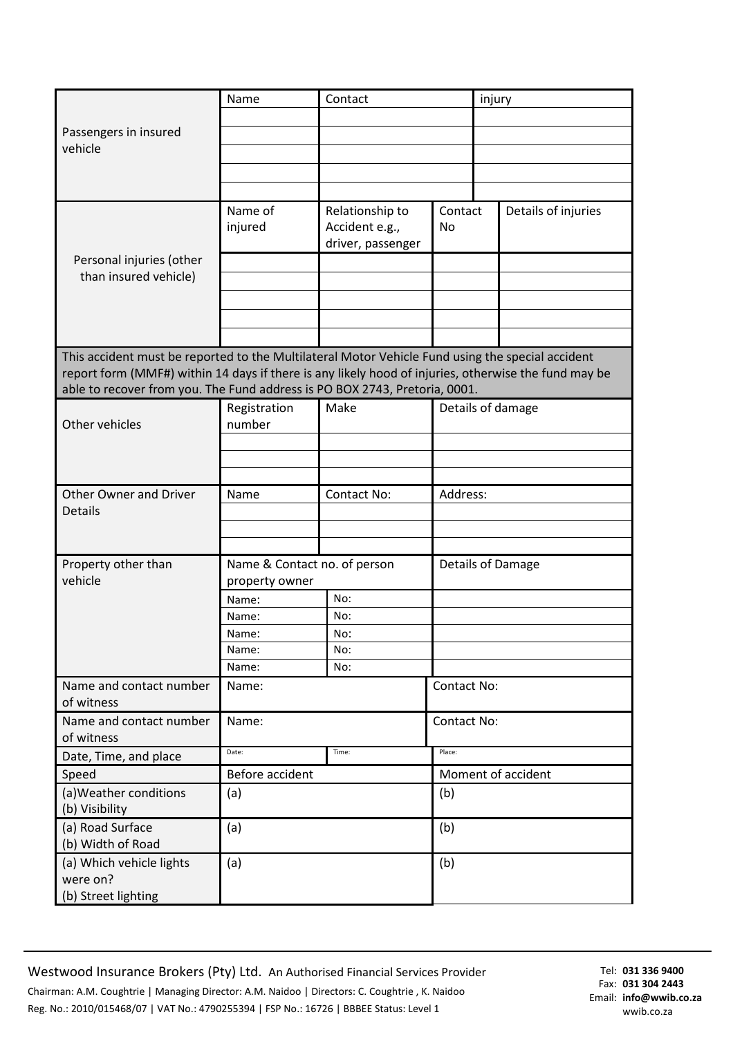| Passengers in insured vehicle | Name | Contact | injury |
|---|---|---|---|
| | | | |
| | | | |
| | | | |
| | | | |
| | | | |

| Personal injuries (other than insured vehicle) | Name of injured | Relationship to Accident e.g., driver, passenger | Contact No | Details of injuries |
|---|---|---|---|---|
| | | | | |
| | | | | |
| | | | | |
| | | | | |
| | | | | |

This accident must be reported to the Multilateral Motor Vehicle Fund using the special accident report form (MMF#) within 14 days if there is any likely hood of injuries, otherwise the fund may be able to recover from you. The Fund address is PO BOX 2743, Pretoria, 0001.

| Other vehicles | Registration number | Make | Details of damage |
|---|---|---|---|
| | | | |
| | | | |
| | | | |

| Other Owner and Driver Details | Name | Contact No: | Address: |
|---|---|---|---|
| | | | |
| | | | |
| | | | |

| Property other than vehicle | Name & Contact no. of person property owner | | Details of Damage |
|---|---|---|---|
| | Name: | No: | |
| | Name: | No: | |
| | Name: | No: | |
| | Name: | No: | |
| | Name: | No: | |

| | | | |
|---|---|---|---|
| Name and contact number of witness | Name: | | Contact No: |
| Name and contact number of witness | Name: | | Contact No: |
| Date, Time, and place | Date: | Time: | Place: |
| Speed | Before accident | | Moment of accident |
| (a)Weather conditions (b) Visibility | (a) | | (b) |
| (a) Road Surface (b) Width of Road | (a) | | (b) |
| (a) Which vehicle lights were on? (b) Street lighting | (a) | | (b) |

Westwood Insurance Brokers (Pty) Ltd. An Authorised Financial Services Provider
Chairman: A.M. Coughtrie | Managing Director: A.M. Naidoo | Directors: C. Coughtrie , K. Naidoo
Reg. No.: 2010/015468/07 | VAT No.: 4790255394 | FSP No.: 16726 | BBBEE Status: Level 1

Tel: **031 336 9400**
Fax: **031 304 2443**
Email: **info@wwib.co.za**
wwib.co.za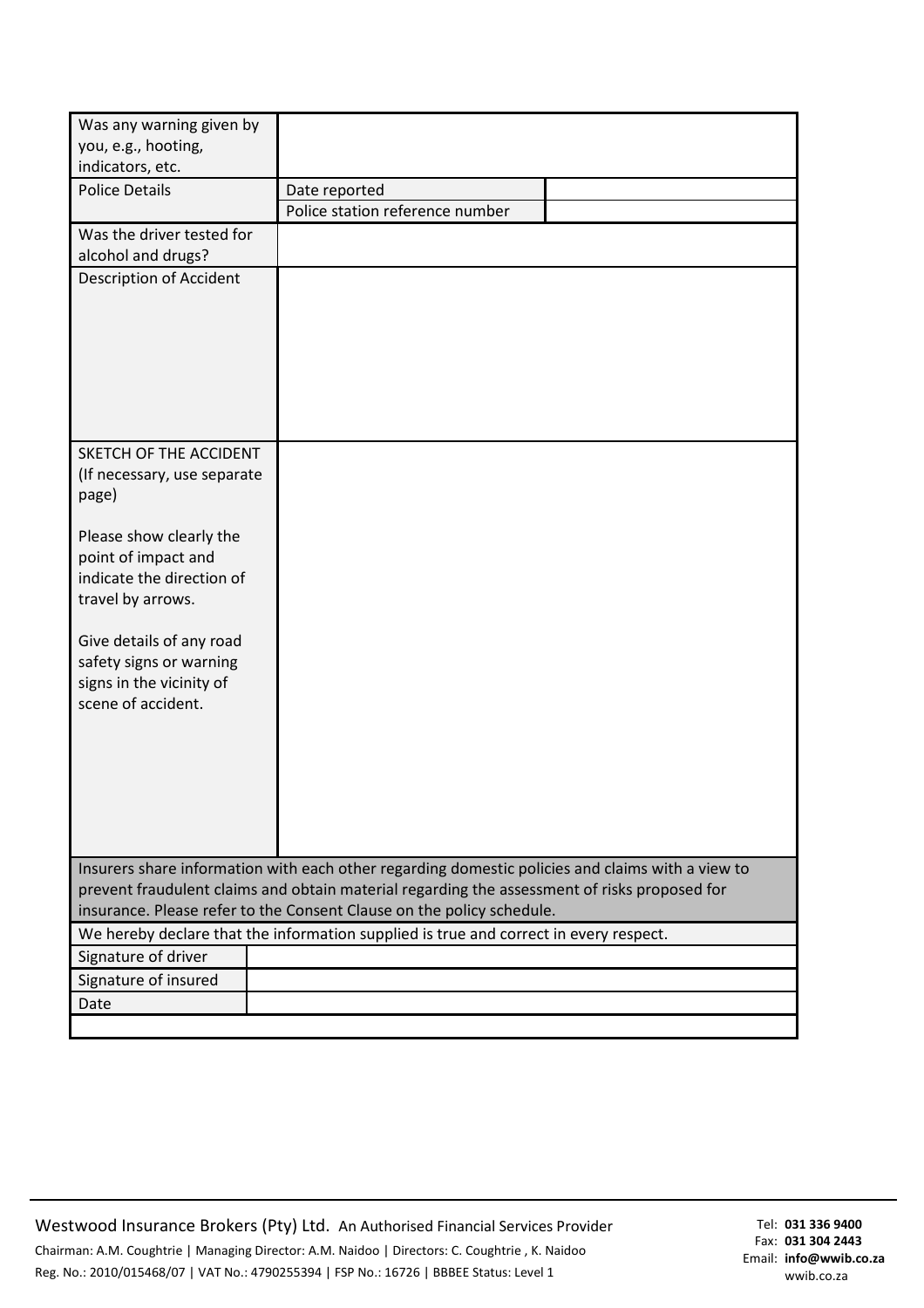| | | |
|---|---|---|
| Was any warning given by you, e.g., hooting, indicators, etc. | | |
| Police Details | Date reported | |
| | Police station reference number | |
| Was the driver tested for alcohol and drugs? | | |
| Description of Accident | | |
| SKETCH OF THE ACCIDENT (If necessary, use separate page)<br><br>Please show clearly the point of impact and indicate the direction of travel by arrows.<br><br>Give details of any road safety signs or warning signs in the vicinity of scene of accident. | | |

Insurers share information with each other regarding domestic policies and claims with a view to prevent fraudulent claims and obtain material regarding the assessment of risks proposed for insurance. Please refer to the Consent Clause on the policy schedule.

We hereby declare that the information supplied is true and correct in every respect.

| | |
|---|---|
| Signature of driver | |
| Signature of insured | |
| Date | |

Westwood Insurance Brokers (Pty) Ltd. An Authorised Financial Services Provider

Chairman: A.M. Coughtrie | Managing Director: A.M. Naidoo | Directors: C. Coughtrie , K. Naidoo

Reg. No.: 2010/015468/07 | VAT No.: 4790255394 | FSP No.: 16726 | BBBEE Status: Level 1

Tel: **031 336 9400**
Fax: **031 304 2443**
Email: **info@wwib.co.za**
wwib.co.za